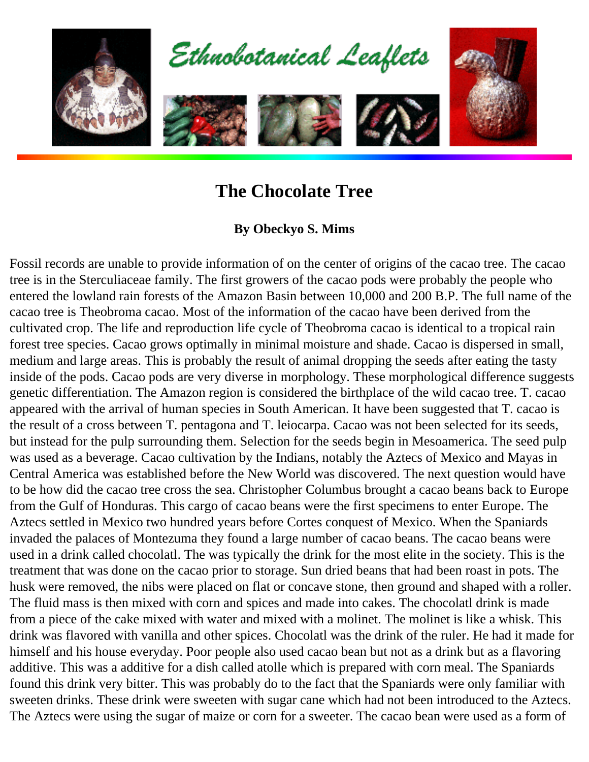Ethnobotanical Leaflets

# The Chocolate Tree

**By Obeckyo S. Mims**

Fossil records are unable to provide information of on the center of origins of the cacao tree. The cacao tree is in the Sterculiaceae family. The first growers of the cacao pods were probably the people who entered the lowland rain forests of the Amazon Basin between 10,000 and 200 B.P. The full name of the cacao tree is Theobroma cacao. Most of the information of the cacao have been derived from the cultivated crop. The life and reproduction life cycle of Theobroma cacao is identical to a tropical rain forest tree species. Cacao grows optimally in minimal moisture and shade. Cacao is dispersed in small, medium and large areas. This is probably the result of animal dropping the seeds after eating the tasty inside of the pods. Cacao pods are very diverse in morphology. These morphological difference suggests genetic differentiation. The Amazon region is considered the birthplace of the wild cacao tree. T. cacao appeared with the arrival of human species in South American. It have been suggested that T. cacao is the result of a cross between T. pentagona and T. leiocarpa. Cacao was not been selected for its seeds, but instead for the pulp surrounding them. Selection for the seeds begin in Mesoamerica. The seed pulp was used as a beverage. Cacao cultivation by the Indians, notably the Aztecs of Mexico and Mayas in Central America was established before the New World was discovered. The next question would have to be how did the cacao tree cross the sea. Christopher Columbus brought a cacao beans back to Europe from the Gulf of Honduras. This cargo of cacao beans were the first specimens to enter Europe. The Aztecs settled in Mexico two hundred years before Cortes conquest of Mexico. When the Spaniards invaded the palaces of Montezuma they found a large number of cacao beans. The cacao beans were used in a drink called chocolatl. The was typically the drink for the most elite in the society. This is the treatment that was done on the cacao prior to storage. Sun dried beans that had been roast in pots. The husk were removed, the nibs were placed on flat or concave stone, then ground and shaped with a roller. The fluid mass is then mixed with corn and spices and made into cakes. The chocolatl drink is made from a piece of the cake mixed with water and mixed with a molinet. The molinet is like a whisk. This drink was flavored with vanilla and other spices. Chocolatl was the drink of the ruler. He had it made for himself and his house everyday. Poor people also used cacao bean but not as a drink but as a flavoring additive. This was a additive for a dish called atolle which is prepared with corn meal. The Spaniards found this drink very bitter. This was probably do to the fact that the Spaniards were only familiar with sweeten drinks. These drink were sweeten with sugar cane which had not been introduced to the Aztecs. The Aztecs were using the sugar of maize or corn for a sweeter. The cacao bean were used as a form of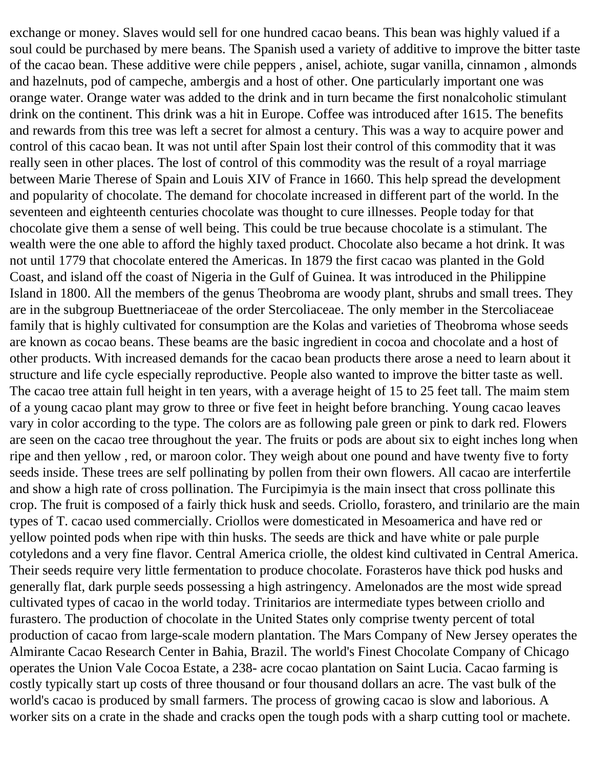exchange or money. Slaves would sell for one hundred cacao beans. This bean was highly valued if a soul could be purchased by mere beans. The Spanish used a variety of additive to improve the bitter taste of the cacao bean. These additive were chile peppers , anisel, achiote, sugar vanilla, cinnamon , almonds and hazelnuts, pod of campeche, ambergis and a host of other. One particularly important one was orange water. Orange water was added to the drink and in turn became the first nonalcoholic stimulant drink on the continent. This drink was a hit in Europe. Coffee was introduced after 1615. The benefits and rewards from this tree was left a secret for almost a century. This was a way to acquire power and control of this cacao bean. It was not until after Spain lost their control of this commodity that it was really seen in other places. The lost of control of this commodity was the result of a royal marriage between Marie Therese of Spain and Louis XIV of France in 1660. This help spread the development and popularity of chocolate. The demand for chocolate increased in different part of the world. In the seventeen and eighteenth centuries chocolate was thought to cure illnesses. People today for that chocolate give them a sense of well being. This could be true because chocolate is a stimulant. The wealth were the one able to afford the highly taxed product. Chocolate also became a hot drink. It was not until 1779 that chocolate entered the Americas. In 1879 the first cacao was planted in the Gold Coast, and island off the coast of Nigeria in the Gulf of Guinea. It was introduced in the Philippine Island in 1800. All the members of the genus Theobroma are woody plant, shrubs and small trees. They are in the subgroup Buettneriaceae of the order Stercoliaceae. The only member in the Stercoliaceae family that is highly cultivated for consumption are the Kolas and varieties of Theobroma whose seeds are known as cocao beans. These beams are the basic ingredient in cocoa and chocolate and a host of other products. With increased demands for the cacao bean products there arose a need to learn about it structure and life cycle especially reproductive. People also wanted to improve the bitter taste as well. The cacao tree attain full height in ten years, with a average height of 15 to 25 feet tall. The maim stem of a young cacao plant may grow to three or five feet in height before branching. Young cacao leaves vary in color according to the type. The colors are as following pale green or pink to dark red. Flowers are seen on the cacao tree throughout the year. The fruits or pods are about six to eight inches long when ripe and then yellow , red, or maroon color. They weigh about one pound and have twenty five to forty seeds inside. These trees are self pollinating by pollen from their own flowers. All cacao are interfertile and show a high rate of cross pollination. The Furcipimyia is the main insect that cross pollinate this crop. The fruit is composed of a fairly thick husk and seeds. Criollo, forastero, and trinilario are the main types of T. cacao used commercially. Criollos were domesticated in Mesoamerica and have red or yellow pointed pods when ripe with thin husks. The seeds are thick and have white or pale purple cotyledons and a very fine flavor. Central America criolle, the oldest kind cultivated in Central America. Their seeds require very little fermentation to produce chocolate. Forasteros have thick pod husks and generally flat, dark purple seeds possessing a high astringency. Amelonados are the most wide spread cultivated types of cacao in the world today. Trinitarios are intermediate types between criollo and furastero. The production of chocolate in the United States only comprise twenty percent of total production of cacao from large-scale modern plantation. The Mars Company of New Jersey operates the Almirante Cacao Research Center in Bahia, Brazil. The world's Finest Chocolate Company of Chicago operates the Union Vale Cocoa Estate, a 238- acre cocao plantation on Saint Lucia. Cacao farming is costly typically start up costs of three thousand or four thousand dollars an acre. The vast bulk of the world's cacao is produced by small farmers. The process of growing cacao is slow and laborious. A worker sits on a crate in the shade and cracks open the tough pods with a sharp cutting tool or machete.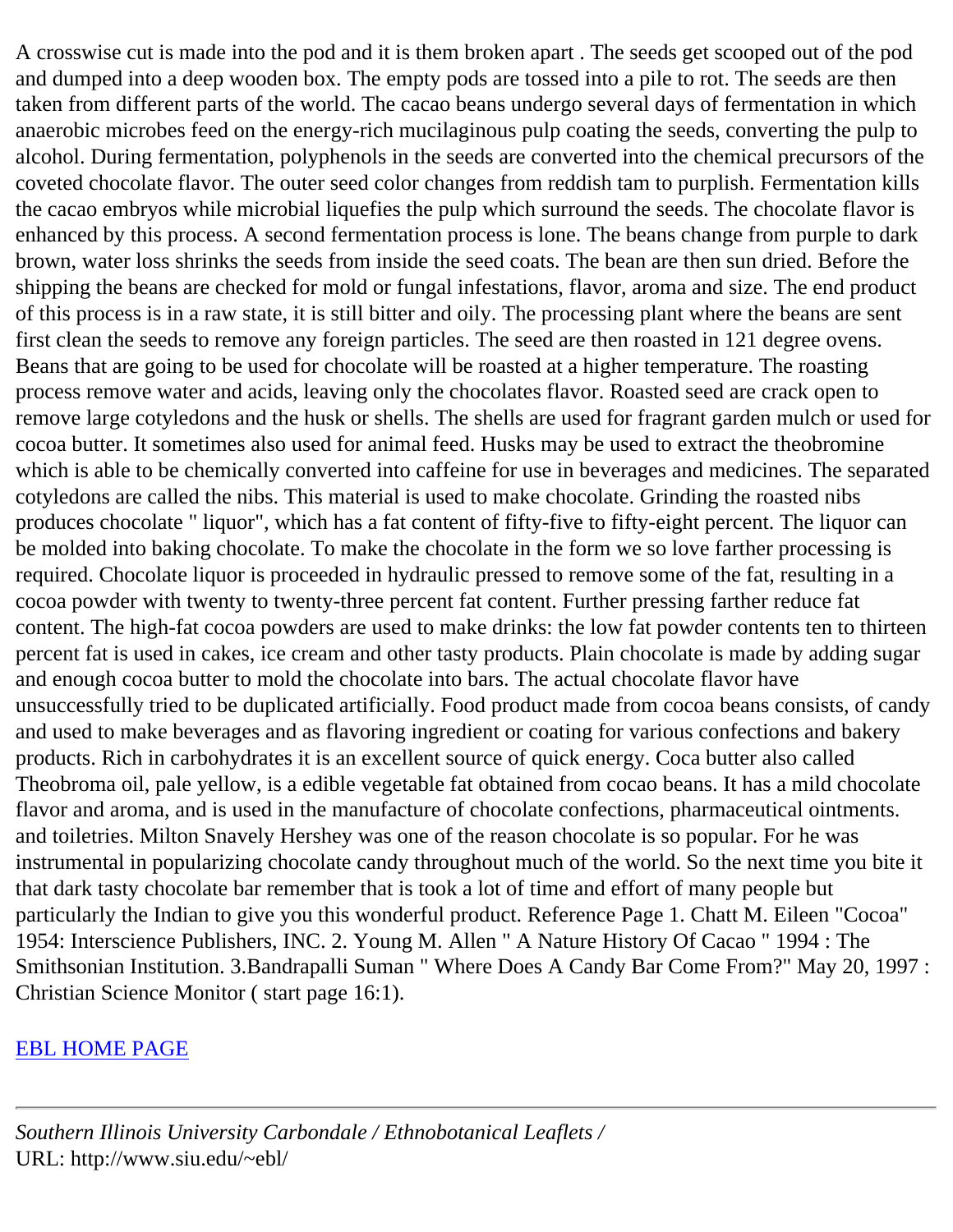A crosswise cut is made into the pod and it is them broken apart . The seeds get scooped out of the pod and dumped into a deep wooden box. The empty pods are tossed into a pile to rot. The seeds are then taken from different parts of the world. The cacao beans undergo several days of fermentation in which anaerobic microbes feed on the energy-rich mucilaginous pulp coating the seeds, converting the pulp to alcohol. During fermentation, polyphenols in the seeds are converted into the chemical precursors of the coveted chocolate flavor. The outer seed color changes from reddish tam to purplish. Fermentation kills the cacao embryos while microbial liquefies the pulp which surround the seeds. The chocolate flavor is enhanced by this process. A second fermentation process is lone. The beans change from purple to dark brown, water loss shrinks the seeds from inside the seed coats. The bean are then sun dried. Before the shipping the beans are checked for mold or fungal infestations, flavor, aroma and size. The end product of this process is in a raw state, it is still bitter and oily. The processing plant where the beans are sent first clean the seeds to remove any foreign particles. The seed are then roasted in 121 degree ovens. Beans that are going to be used for chocolate will be roasted at a higher temperature. The roasting process remove water and acids, leaving only the chocolates flavor. Roasted seed are crack open to remove large cotyledons and the husk or shells. The shells are used for fragrant garden mulch or used for cocoa butter. It sometimes also used for animal feed. Husks may be used to extract the theobromine which is able to be chemically converted into caffeine for use in beverages and medicines. The separated cotyledons are called the nibs. This material is used to make chocolate. Grinding the roasted nibs produces chocolate " liquor", which has a fat content of fifty-five to fifty-eight percent. The liquor can be molded into baking chocolate. To make the chocolate in the form we so love farther processing is required. Chocolate liquor is proceeded in hydraulic pressed to remove some of the fat, resulting in a cocoa powder with twenty to twenty-three percent fat content. Further pressing farther reduce fat content. The high-fat cocoa powders are used to make drinks: the low fat powder contents ten to thirteen percent fat is used in cakes, ice cream and other tasty products. Plain chocolate is made by adding sugar and enough cocoa butter to mold the chocolate into bars. The actual chocolate flavor have unsuccessfully tried to be duplicated artificially. Food product made from cocoa beans consists, of candy and used to make beverages and as flavoring ingredient or coating for various confections and bakery products. Rich in carbohydrates it is an excellent source of quick energy. Coca butter also called Theobroma oil, pale yellow, is a edible vegetable fat obtained from cocao beans. It has a mild chocolate flavor and aroma, and is used in the manufacture of chocolate confections, pharmaceutical ointments. and toiletries. Milton Snavely Hershey was one of the reason chocolate is so popular. For he was instrumental in popularizing chocolate candy throughout much of the world. So the next time you bite it that dark tasty chocolate bar remember that is took a lot of time and effort of many people but particularly the Indian to give you this wonderful product. Reference Page 1. Chatt M. Eileen "Cocoa" 1954: Interscience Publishers, INC. 2. Young M. Allen " A Nature History Of Cacao " 1994 : The Smithsonian Institution. 3.Bandrapalli Suman " Where Does A Candy Bar Come From?" May 20, 1997 : Christian Science Monitor ( start page 16:1).

EBL HOME PAGE

---

*Southern Illinois University Carbondale / Ethnobotanical Leaflets /*
URL: http://www.siu.edu/~ebl/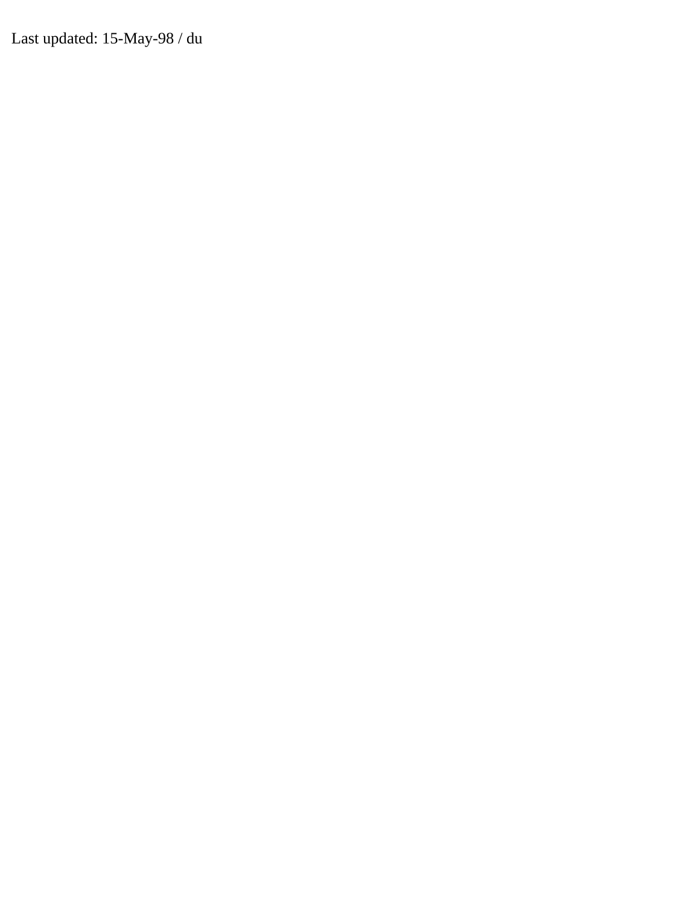Last updated: 15-May-98 / du